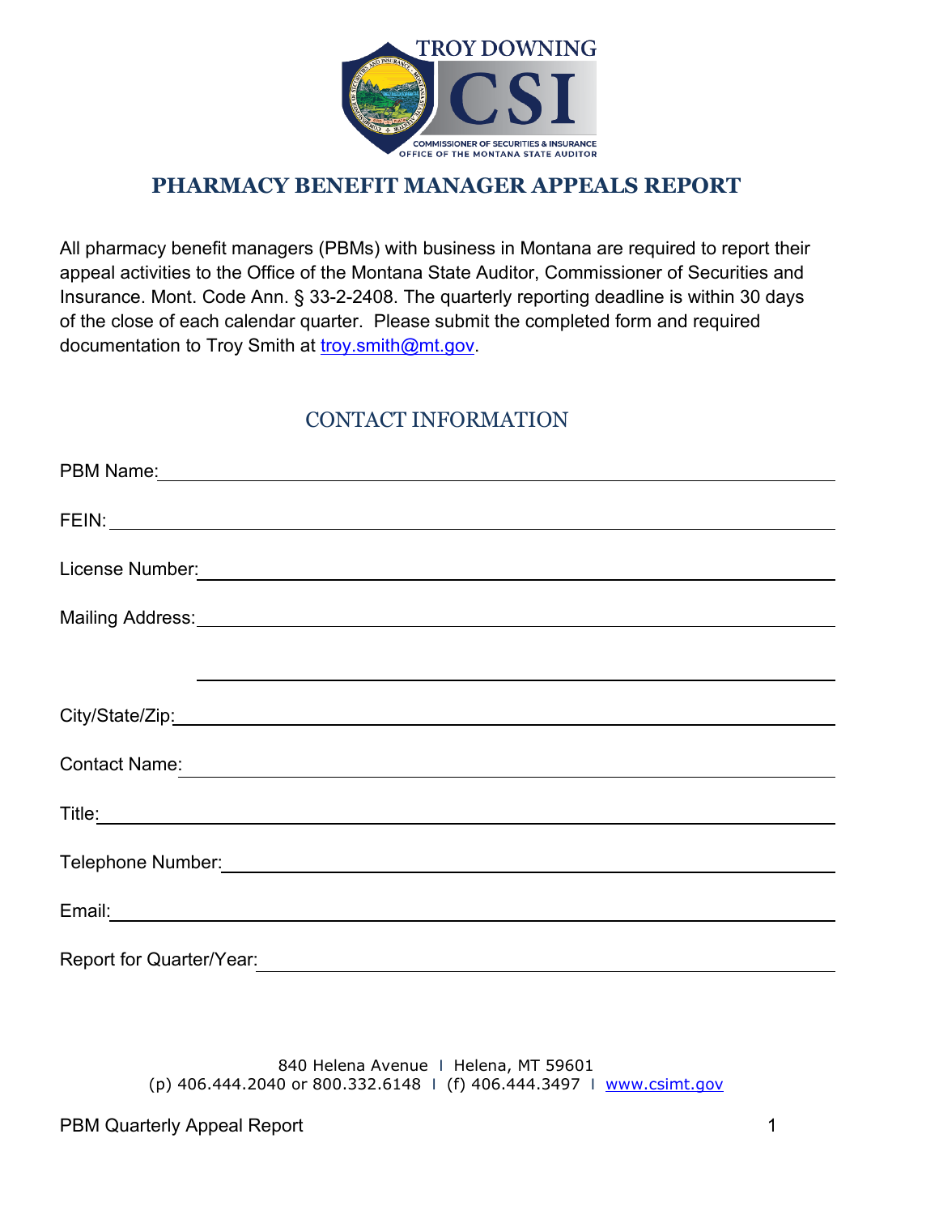TROY DOWNING

CSI

COMMISSIONER OF SECURITIES & INSURANCE
OFFICE OF THE MONTANA STATE AUDITOR

# PHARMACY BENEFIT MANAGER APPEALS REPORT

All pharmacy benefit managers (PBMs) with business in Montana are required to report their appeal activities to the Office of the Montana State Auditor, Commissioner of Securities and Insurance. Mont. Code Ann. § 33-2-2408. The quarterly reporting deadline is within 30 days of the close of each calendar quarter. Please submit the completed form and required documentation to Troy Smith at troy.smith@mt.gov.

## CONTACT INFORMATION

PBM Name: ____________________________________________

FEIN: ____________________________________________

License Number: ____________________________________________

Mailing Address: ____________________________________________

____________________________________________

City/State/Zip: ____________________________________________

Contact Name: ____________________________________________

Title: ____________________________________________

Telephone Number: ____________________________________________

Email: ____________________________________________

Report for Quarter/Year: ____________________________________________

840 Helena Avenue | Helena, MT 59601
(p) 406.444.2040 or 800.332.6148 | (f) 406.444.3497 | www.csimt.gov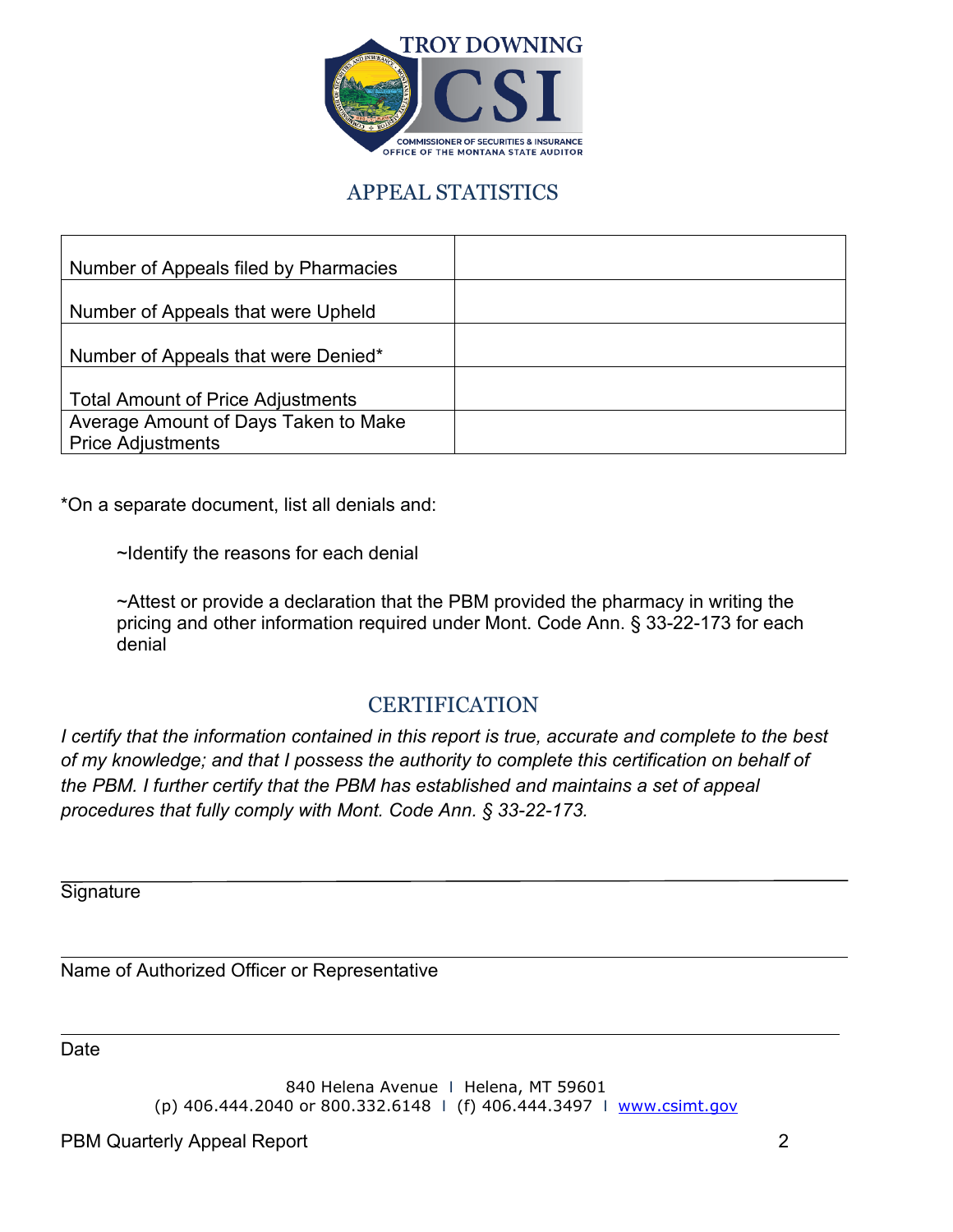## APPEAL STATISTICS

| | |
|---|---|
| Number of Appeals filed by Pharmacies | |
| Number of Appeals that were Upheld | |
| Number of Appeals that were Denied* | |
| Total Amount of Price Adjustments | |
| Average Amount of Days Taken to Make Price Adjustments | |

*On a separate document, list all denials and:

~Identify the reasons for each denial

~Attest or provide a declaration that the PBM provided the pharmacy in writing the pricing and other information required under Mont. Code Ann. § 33-22-173 for each denial

## CERTIFICATION

*I certify that the information contained in this report is true, accurate and complete to the best of my knowledge; and that I possess the authority to complete this certification on behalf of the PBM. I further certify that the PBM has established and maintains a set of appeal procedures that fully comply with Mont. Code Ann. § 33-22-173.*

Signature

Name of Authorized Officer or Representative

Date

840 Helena Avenue | Helena, MT 59601
(p) 406.444.2040 or 800.332.6148 | (f) 406.444.3497 | www.csimt.gov